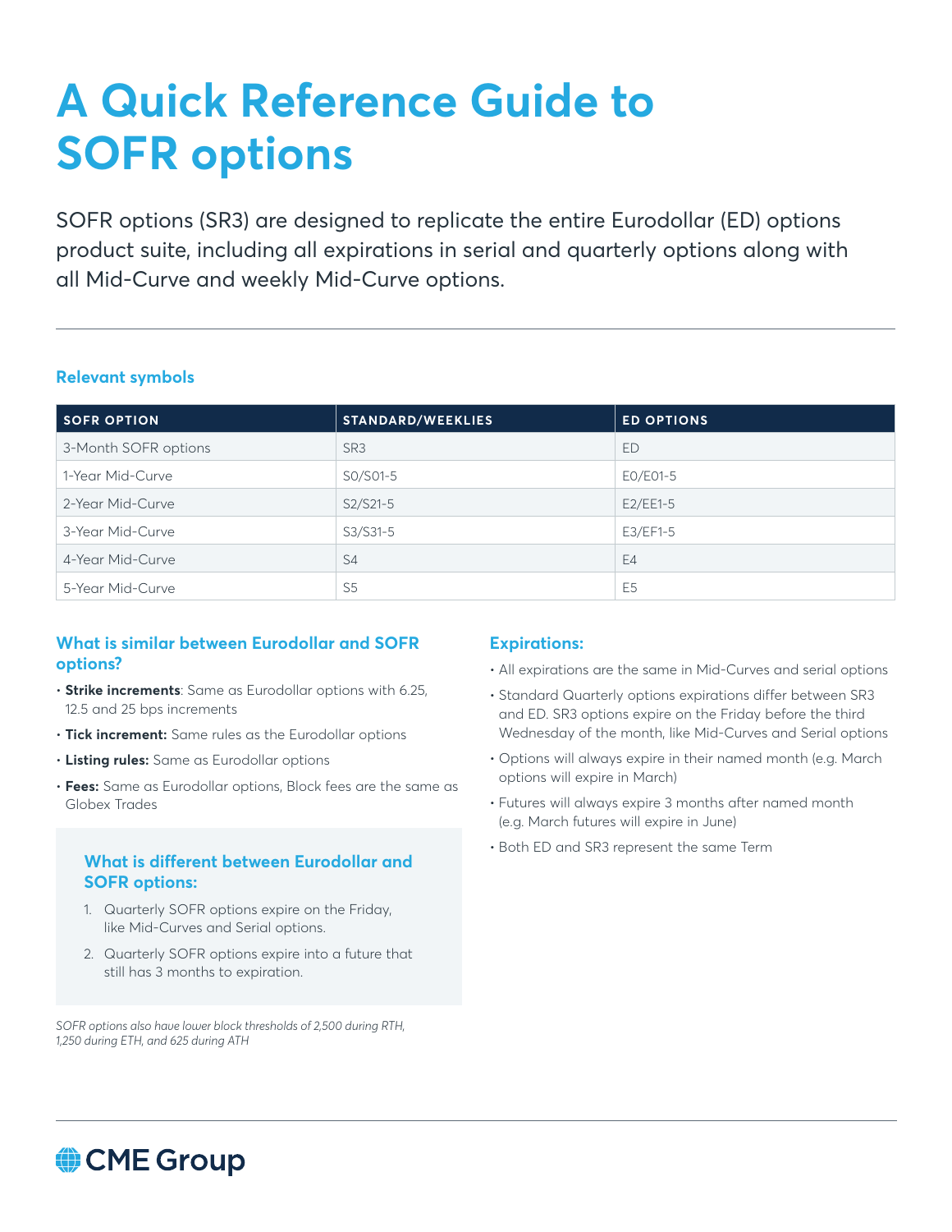# A Quick Reference Guide to SOFR options

SOFR options (SR3) are designed to replicate the entire Eurodollar (ED) options product suite, including all expirations in serial and quarterly options along with all Mid-Curve and weekly Mid-Curve options.

---

### Relevant symbols

| SOFR OPTION | STANDARD/WEEKLIES | ED OPTIONS |
|---|---|---|
| 3-Month SOFR options | SR3 | ED |
| 1-Year Mid-Curve | S0/S01-5 | E0/E01-5 |
| 2-Year Mid-Curve | S2/S21-5 | E2/EE1-5 |
| 3-Year Mid-Curve | S3/S31-5 | E3/EF1-5 |
| 4-Year Mid-Curve | S4 | E4 |
| 5-Year Mid-Curve | S5 | E5 |

### What is similar between Eurodollar and SOFR options?

- **Strike increments**: Same as Eurodollar options with 6.25, 12.5 and 25 bps increments
- **Tick increment:** Same rules as the Eurodollar options
- **Listing rules:** Same as Eurodollar options
- **Fees:** Same as Eurodollar options, Block fees are the same as Globex Trades

### What is different between Eurodollar and SOFR options:

1. Quarterly SOFR options expire on the Friday, like Mid-Curves and Serial options.
2. Quarterly SOFR options expire into a future that still has 3 months to expiration.

*SOFR options also have lower block thresholds of 2,500 during RTH, 1,250 during ETH, and 625 during ATH*

### Expirations:

- All expirations are the same in Mid-Curves and serial options
- Standard Quarterly options expirations differ between SR3 and ED. SR3 options expire on the Friday before the third Wednesday of the month, like Mid-Curves and Serial options
- Options will always expire in their named month (e.g. March options will expire in March)
- Futures will always expire 3 months after named month (e.g. March futures will expire in June)
- Both ED and SR3 represent the same Term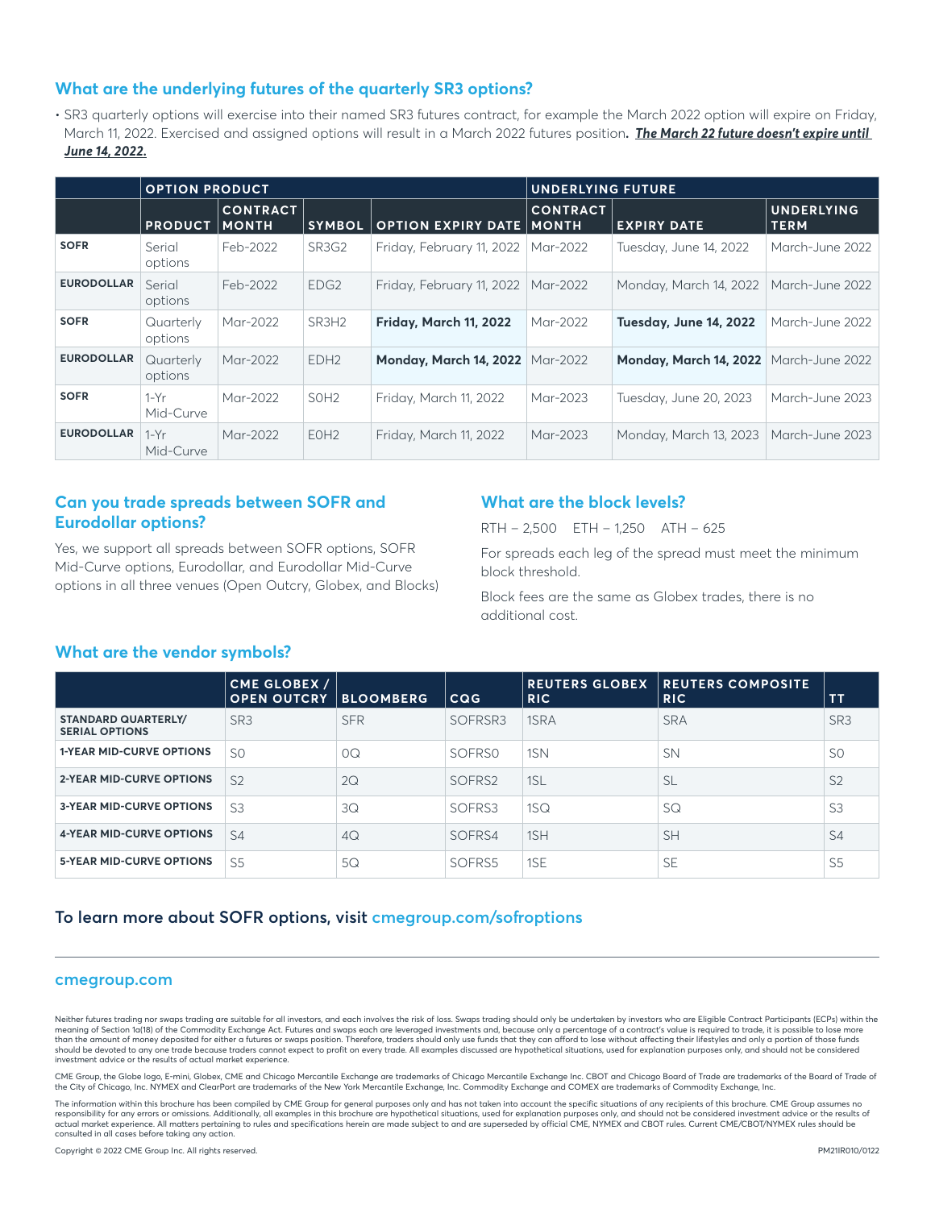## What are the underlying futures of the quarterly SR3 options?

- SR3 quarterly options will exercise into their named SR3 futures contract, for example the March 2022 option will expire on Friday, March 11, 2022. Exercised and assigned options will result in a March 2022 futures position**.** ***The March 22 future doesn't expire until June 14, 2022.***

| | OPTION PRODUCT | | | | UNDERLYING FUTURE | | |
|---|---|---|---|---|---|---|---|
| | PRODUCT | CONTRACT MONTH | SYMBOL | OPTION EXPIRY DATE | CONTRACT MONTH | EXPIRY DATE | UNDERLYING TERM |
| **SOFR** | Serial options | Feb-2022 | SR3G2 | Friday, February 11, 2022 | Mar-2022 | Tuesday, June 14, 2022 | March-June 2022 |
| **EURODOLLAR** | Serial options | Feb-2022 | EDG2 | Friday, February 11, 2022 | Mar-2022 | Monday, March 14, 2022 | March-June 2022 |
| **SOFR** | Quarterly options | Mar-2022 | SR3H2 | **Friday, March 11, 2022** | Mar-2022 | **Tuesday, June 14, 2022** | March-June 2022 |
| **EURODOLLAR** | Quarterly options | Mar-2022 | EDH2 | **Monday, March 14, 2022** | Mar-2022 | **Monday, March 14, 2022** | March-June 2022 |
| **SOFR** | 1-Yr Mid-Curve | Mar-2022 | S0H2 | Friday, March 11, 2022 | Mar-2023 | Tuesday, June 20, 2023 | March-June 2023 |
| **EURODOLLAR** | 1-Yr Mid-Curve | Mar-2022 | E0H2 | Friday, March 11, 2022 | Mar-2023 | Monday, March 13, 2023 | March-June 2023 |

## Can you trade spreads between SOFR and Eurodollar options?

Yes, we support all spreads between SOFR options, SOFR Mid-Curve options, Eurodollar, and Eurodollar Mid-Curve options in all three venues (Open Outcry, Globex, and Blocks)

## What are the block levels?

RTH – 2,500 ETH – 1,250 ATH – 625

For spreads each leg of the spread must meet the minimum block threshold.

Block fees are the same as Globex trades, there is no additional cost.

## What are the vendor symbols?

| | CME GLOBEX / OPEN OUTCRY | BLOOMBERG | CQG | REUTERS GLOBEX RIC | REUTERS COMPOSITE RIC | TT |
|---|---|---|---|---|---|---|
| **STANDARD QUARTERLY/ SERIAL OPTIONS** | SR3 | SFR | SOFRSR3 | 1SRA | SRA | SR3 |
| **1-YEAR MID-CURVE OPTIONS** | S0 | 0Q | SOFRS0 | 1SN | SN | S0 |
| **2-YEAR MID-CURVE OPTIONS** | S2 | 2Q | SOFRS2 | 1SL | SL | S2 |
| **3-YEAR MID-CURVE OPTIONS** | S3 | 3Q | SOFRS3 | 1SQ | SQ | S3 |
| **4-YEAR MID-CURVE OPTIONS** | S4 | 4Q | SOFRS4 | 1SH | SH | S4 |
| **5-YEAR MID-CURVE OPTIONS** | S5 | 5Q | SOFRS5 | 1SE | SE | S5 |

### To learn more about SOFR options, visit cmegroup.com/sofroptions

cmegroup.com

Neither futures trading nor swaps trading are suitable for all investors, and each involves the risk of loss. Swaps trading should only be undertaken by investors who are Eligible Contract Participants (ECPs) within the meaning of Section 1a(18) of the Commodity Exchange Act. Futures and swaps each are leveraged investments and, because only a percentage of a contract's value is required to trade, it is possible to lose more than the amount of money deposited for either a futures or swaps position. Therefore, traders should only use funds that they can afford to lose without affecting their lifestyles and only a portion of those funds should be devoted to any one trade because traders cannot expect to profit on every trade. All examples discussed are hypothetical situations, used for explanation purposes only, and should not be considered investment advice or the results of actual market experience.

CME Group, the Globe logo, E-mini, Globex, CME and Chicago Mercantile Exchange are trademarks of Chicago Mercantile Exchange Inc. CBOT and Chicago Board of Trade are trademarks of the Board of Trade of the City of Chicago, Inc. NYMEX and ClearPort are trademarks of the New York Mercantile Exchange, Inc. Commodity Exchange and COMEX are trademarks of Commodity Exchange, Inc.

The information within this brochure has been compiled by CME Group for general purposes only and has not taken into account the specific situations of any recipients of this brochure. CME Group assumes no responsibility for any errors or omissions. Additionally, all examples in this brochure are hypothetical situations, used for explanation purposes only, and should not be considered investment advice or the results of actual market experience. All matters pertaining to rules and specifications herein are made subject to and are superseded by official CME, NYMEX and CBOT rules. Current CME/CBOT/NYMEX rules should be consulted in all cases before taking any action.

Copyright © 2022 CME Group Inc. All rights reserved.

PM21IR010/0122